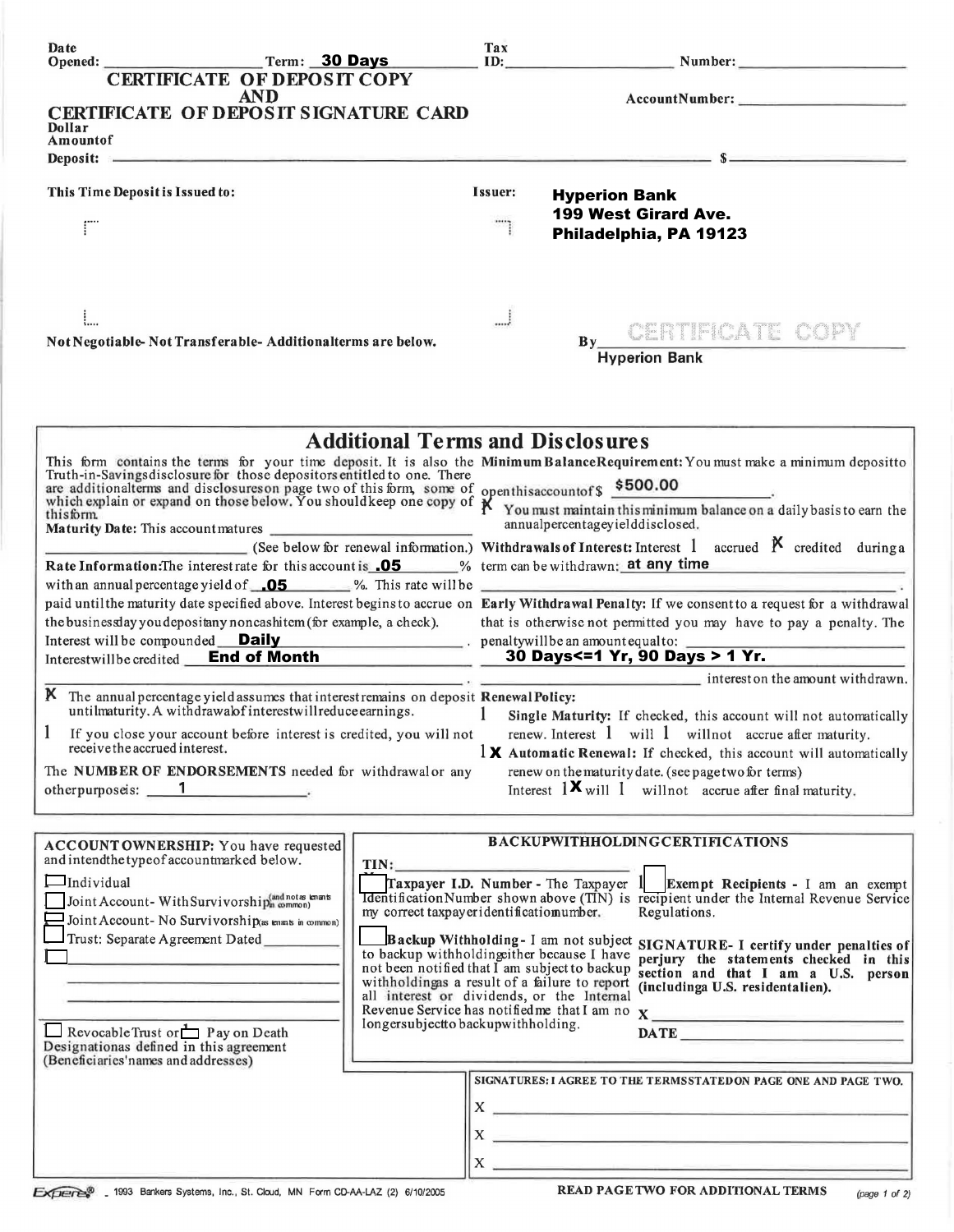Date Opened: ________________ Term: **30 Days**

Tax ID: ________________ Number: ________________

# CERTIFICATE OF DEPOSIT COPY AND CERTIFICATE OF DEPOSIT SIGNATURE CARD

Account Number: ________________

Dollar Amount of Deposit: ________________________________ $ ________________

This Time Deposit is Issued to:

Issuer: **Hyperion Bank**
**199 West Girard Ave.**
**Philadelphia, PA 19123**

Not Negotiable- Not Transferable- Additional terms are below.

By CERTIFICATE COPY
**Hyperion Bank**

## Additional Terms and Disclosures

This form contains the terms for your time deposit. It is also the Truth-in-Savings disclosure for those depositors entitled to one. There are additional terms and disclosures on page two of this form, some of which explain or expand on those below. You should keep one copy of this form.

**Maturity Date:** This account matures ________________ (See below for renewal information.)

**Rate Information:** The interest rate for this account is **.05** % with an annual percentage yield of **.05** %. This rate will be paid until the maturity date specified above. Interest begins to accrue on the business day you deposit any noncash item (for example, a check).

Interest will be compounded **Daily**.

Interest will be credited **End of Month**.

☒ The annual percentage yield assumes that interest remains on deposit until maturity. A withdrawal of interest will reduce earnings.

☐ If you close your account before interest is credited, you will not receive the accrued interest.

The **NUMBER OF ENDORSEMENTS** needed for withdrawal or any other purpose is: **1**.

**Minimum Balance Requirement:** You must make a minimum deposit to open this account of $ **$500.00**.

☒ You must maintain this minimum balance on a daily basis to earn the annual percentage yield disclosed.

**Withdrawals of Interest:** Interest ☐ accrued ☒ credited during a term can be withdrawn: **at any time**

**Early Withdrawal Penalty:** If we consent to a request for a withdrawal that is otherwise not permitted you may have to pay a penalty. The penalty will be an amount equal to: **30 Days<=1 Yr, 90 Days > 1 Yr.** interest on the amount withdrawn.

**Renewal Policy:**

☐ **Single Maturity:** If checked, this account will not automatically renew. Interest ☐ will ☐ will not accrue after maturity.

☒ **Automatic Renewal:** If checked, this account will automatically renew on the maturity date. (see page two for terms) Interest ☒ will ☐ will not accrue after final maturity.

**ACCOUNT OWNERSHIP:** You have requested and intend the type of account marked below.

☐ Individual

☐ Joint Account- With Survivorship (and not as tenants in common)

☐ Joint Account- No Survivorship (as tenants in common)

☐ Trust: Separate Agreement Dated ________

☐ ________________

☐ Revocable Trust or ☐ Pay on Death Designations as defined in this agreement (Beneficiaries' names and addresses)

**BACKUP WITHHOLDING CERTIFICATIONS**

TIN: ________________

☐ **Taxpayer I.D. Number** - The Taxpayer Identification Number shown above (TIN) is my correct taxpayer identification number.

☐ **Backup Withholding** - I am not subject to backup withholding either because I have not been notified that I am subject to backup withholding as a result of a failure to report all interest or dividends, or the Internal Revenue Service has notified me that I am no longer subject to backup withholding.

☐ **Exempt Recipients** - I am an exempt recipient under the Internal Revenue Service Regulations.

**SIGNATURE- I certify under penalties of perjury the statements checked in this section and that I am a U.S. person (including a U.S. resident alien).**

X ________________

DATE ________________

**SIGNATURES: I AGREE TO THE TERMS STATED ON PAGE ONE AND PAGE TWO.**

X ________________

X ________________

X ________________

Expere® - 1993 Bankers Systems, Inc., St. Cloud, MN Form CD-AA-LAZ (2) 6/10/2005

**READ PAGE TWO FOR ADDITIONAL TERMS**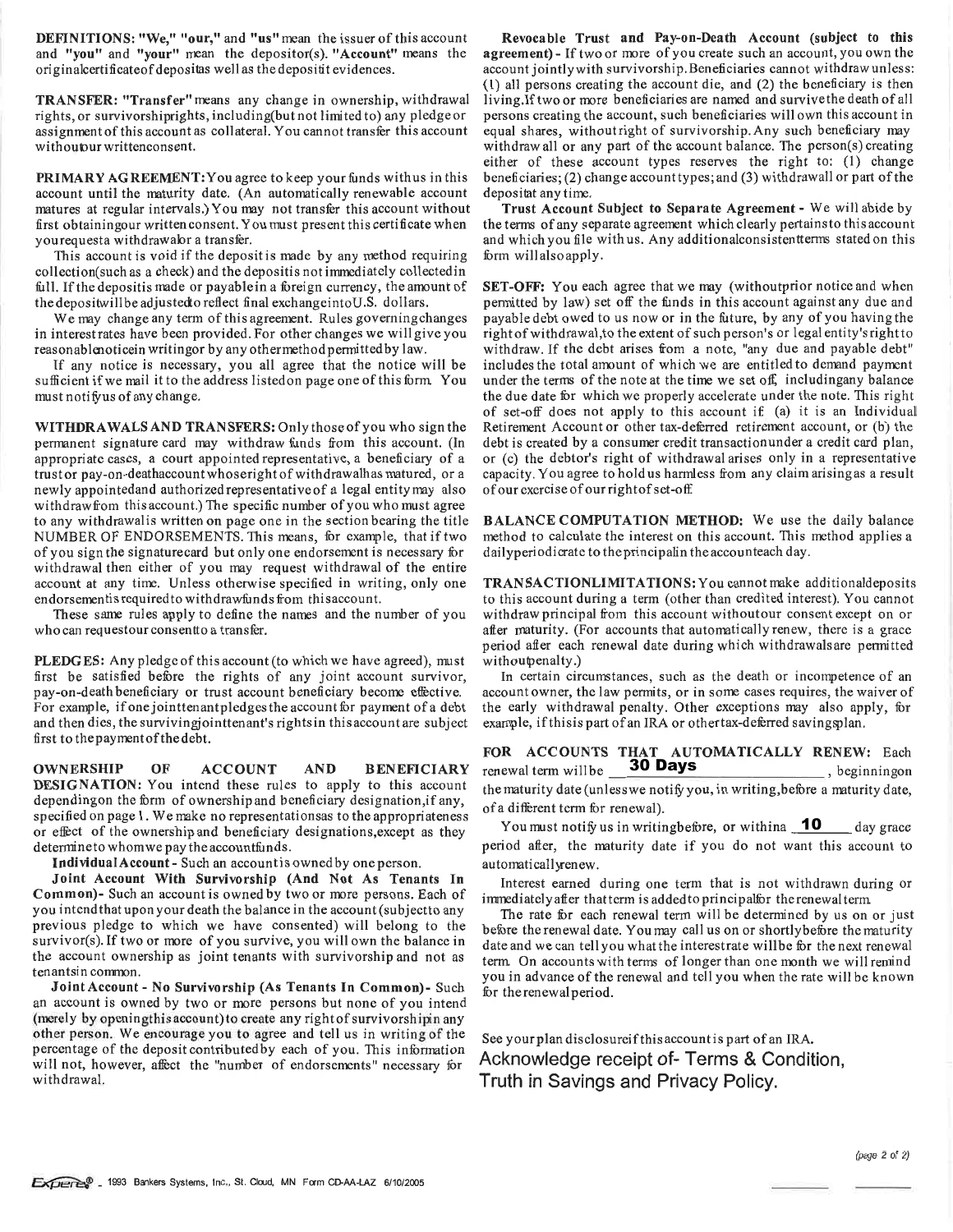**DEFINITIONS:** "We," "our," and "us" mean the issuer of this account and "you" and "your" mean the depositor(s). "Account" means the original certificate of deposit as well as the deposit it evidences.

**TRANSFER:** "Transfer" means any change in ownership, withdrawal rights, or survivorship rights, including (but not limited to) any pledge or assignment of this account as collateral. You cannot transfer this account without our written consent.

**PRIMARY AGREEMENT:** You agree to keep your funds with us in this account until the maturity date. (An automatically renewable account matures at regular intervals.) You may not transfer this account without first obtaining our written consent. You must present this certificate when you request a withdrawal or a transfer.

This account is void if the deposit is made by any method requiring collection (such as a check) and the deposit is not immediately collected in full. If the deposit is made or payable in a foreign currency, the amount of the deposit will be adjusted to reflect final exchange into U.S. dollars.

We may change any term of this agreement. Rules governing changes in interest rates have been provided. For other changes we will give you reasonable notice in writing or by any other method permitted by law.

If any notice is necessary, you all agree that the notice will be sufficient if we mail it to the address listed on page one of this form. You must notify us of any change.

**WITHDRAWALS AND TRANSFERS:** Only those of you who sign the permanent signature card may withdraw funds from this account. (In appropriate cases, a court appointed representative, a beneficiary of a trust or pay-on-death account whose right of withdrawal has matured, or a newly appointed and authorized representative of a legal entity may also withdraw from this account.) The specific number of you who must agree to any withdrawal is written on page one in the section bearing the title NUMBER OF ENDORSEMENTS. This means, for example, that if two of you sign the signature card but only one endorsement is necessary for withdrawal then either of you may request withdrawal of the entire account at any time. Unless otherwise specified in writing, only one endorsement is required to withdraw funds from this account.

These same rules apply to define the names and the number of you who can request our consent to a transfer.

**PLEDGES:** Any pledge of this account (to which we have agreed), must first be satisfied before the rights of any joint account survivor, pay-on-death beneficiary or trust account beneficiary become effective. For example, if one joint tenant pledges the account for payment of a debt and then dies, the surviving joint tenant's rights in this account are subject first to the payment of the debt.

**OWNERSHIP OF ACCOUNT AND BENEFICIARY DESIGNATION:** You intend these rules to apply to this account depending on the form of ownership and beneficiary designation, if any, specified on page 1. We make no representations as to the appropriateness or effect of the ownership and beneficiary designations, except as they determine to whom we pay the account funds.

**Individual Account** - Such an account is owned by one person.

**Joint Account With Survivorship (And Not As Tenants In Common)** - Such an account is owned by two or more persons. Each of you intend that upon your death the balance in the account (subject to any previous pledge to which we have consented) will belong to the survivor(s). If two or more of you survive, you will own the balance in the account ownership as joint tenants with survivorship and not as tenants in common.

**Joint Account - No Survivorship (As Tenants In Common)** - Such an account is owned by two or more persons but none of you intend (merely by opening this account) to create any right of survivorship in any other person. We encourage you to agree and tell us in writing of the percentage of the deposit contributed by each of you. This information will not, however, affect the "number of endorsements" necessary for withdrawal.

**Revocable Trust and Pay-on-Death Account (subject to this agreement)** - If two or more of you create such an account, you own the account jointly with survivorship. Beneficiaries cannot withdraw unless: (1) all persons creating the account die, and (2) the beneficiary is then living. If two or more beneficiaries are named and survive the death of all persons creating the account, such beneficiaries will own this account in equal shares, without right of survivorship. Any such beneficiary may withdraw all or any part of the account balance. The person(s) creating either of these account types reserves the right to: (1) change beneficiaries; (2) change account types; and (3) withdraw all or part of the deposit at any time.

**Trust Account Subject to Separate Agreement** - We will abide by the terms of any separate agreement which clearly pertains to this account and which you file with us. Any additional consistent terms stated on this form will also apply.

**SET-OFF:** You each agree that we may (without prior notice and when permitted by law) set off the funds in this account against any due and payable debt owed to us now or in the future, by any of you having the right of withdrawal, to the extent of such person's or legal entity's right to withdraw. If the debt arises from a note, "any due and payable debt" includes the total amount of which we are entitled to demand payment under the terms of the note at the time we set off, including any balance the due date for which we properly accelerate under the note. This right of set-off does not apply to this account if: (a) it is an Individual Retirement Account or other tax-deferred retirement account, or (b) the debt is created by a consumer credit transaction under a credit card plan, or (c) the debtor's right of withdrawal arises only in a representative capacity. You agree to hold us harmless from any claim arising as a result of our exercise of our right of set-off.

**BALANCE COMPUTATION METHOD:** We use the daily balance method to calculate the interest on this account. This method applies a daily periodic rate to the principal in the account each day.

**TRANSACTION LIMITATIONS:** You cannot make additional deposits to this account during a term (other than credited interest). You cannot withdraw principal from this account without our consent except on or after maturity. (For accounts that automatically renew, there is a grace period after each renewal date during which withdrawals are permitted without penalty.)

In certain circumstances, such as the death or incompetence of an account owner, the law permits, or in some cases requires, the waiver of the early withdrawal penalty. Other exceptions may also apply, for example, if this is part of an IRA or other tax-deferred savings plan.

**FOR ACCOUNTS THAT AUTOMATICALLY RENEW:** Each renewal term will be **30 Days**, beginning on the maturity date (unless we notify you, in writing, before a maturity date, of a different term for renewal).

You must notify us in writing before, or within a **10** day grace period after, the maturity date if you do not want this account to automatically renew.

Interest earned during one term that is not withdrawn during or immediately after that term is added to principal for the renewal term.

The rate for each renewal term will be determined by us on or just before the renewal date. You may call us on or shortly before the maturity date and we can tell you what the interest rate will be for the next renewal term. On accounts with terms of longer than one month we will remind you in advance of the renewal and tell you when the rate will be known for the renewal period.

See your plan disclosure if this account is part of an IRA.

Acknowledge receipt of- Terms & Condition, Truth in Savings and Privacy Policy.

Expere® - 1993 Bankers Systems, Inc., St. Cloud, MN Form CD-AA-LAZ 6/10/2005